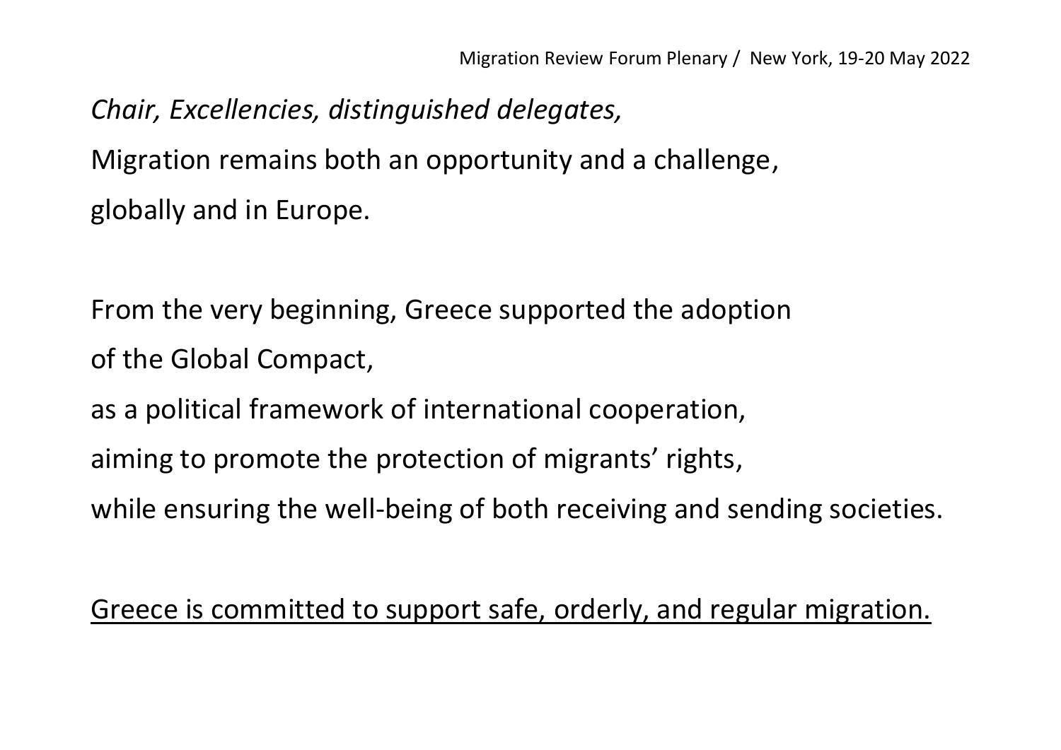Migration Review Forum Plenary / New York, 19-20 May 2022

*Chair, Excellencies, distinguished delegates,*

Migration remains both an opportunity and a challenge,
globally and in Europe.

From the very beginning, Greece supported the adoption
of the Global Compact,
as a political framework of international cooperation,
aiming to promote the protection of migrants' rights,
while ensuring the well-being of both receiving and sending societies.

<u>Greece is committed to support safe, orderly, and regular migration.</u>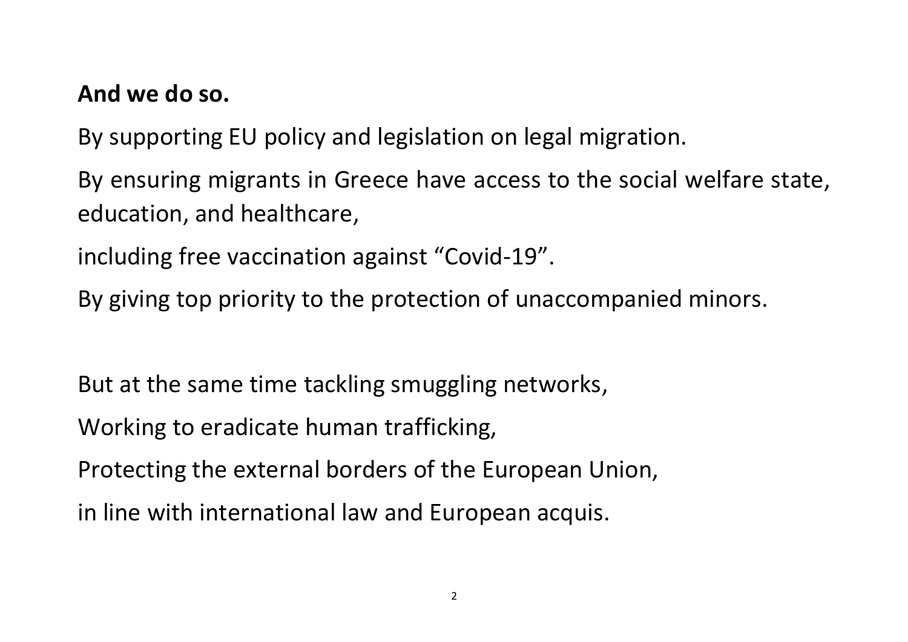**And we do so.**

By supporting EU policy and legislation on legal migration.

By ensuring migrants in Greece have access to the social welfare state, education, and healthcare,

including free vaccination against “Covid-19”.

By giving top priority to the protection of unaccompanied minors.

But at the same time tackling smuggling networks,

Working to eradicate human trafficking,

Protecting the external borders of the European Union,

in line with international law and European acquis.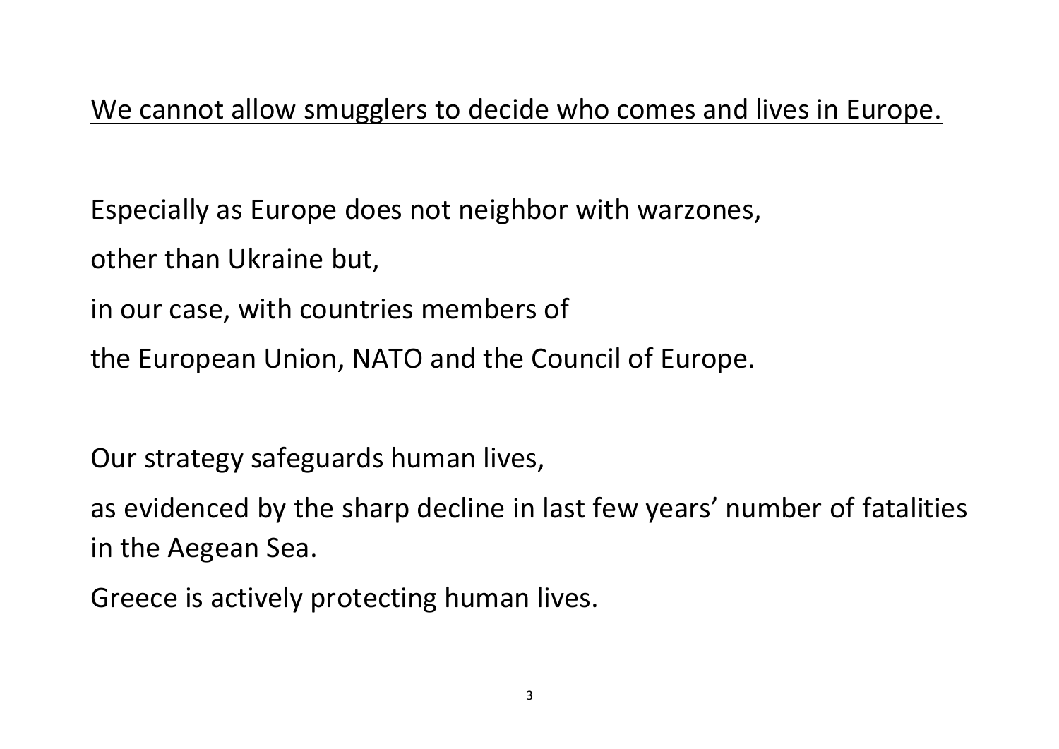<u>We cannot allow smugglers to decide who comes and lives in Europe.</u>

Especially as Europe does not neighbor with warzones,

other than Ukraine but,

in our case, with countries members of

the European Union, NATO and the Council of Europe.

Our strategy safeguards human lives,

as evidenced by the sharp decline in last few years' number of fatalities in the Aegean Sea.

Greece is actively protecting human lives.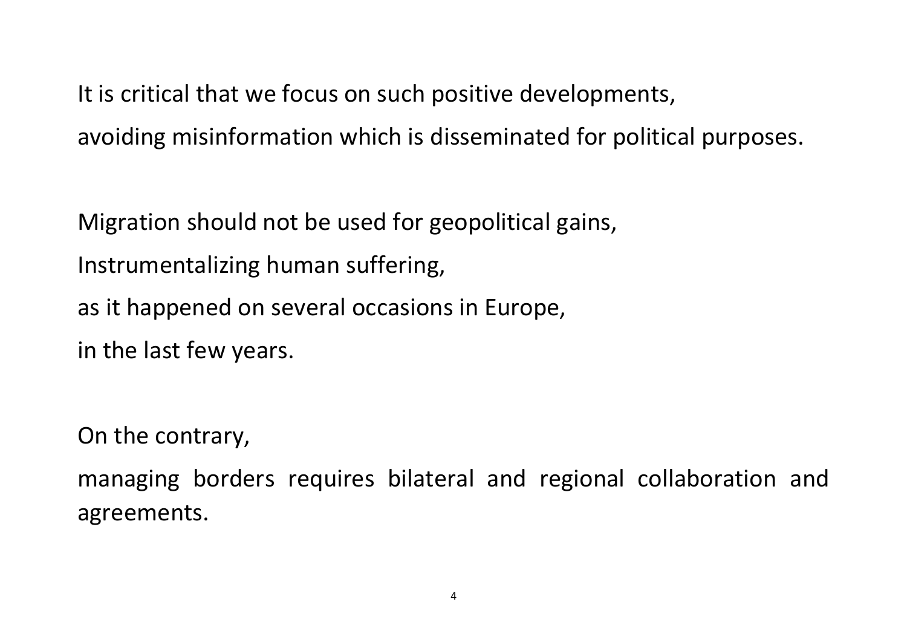It is critical that we focus on such positive developments,
avoiding misinformation which is disseminated for political purposes.

Migration should not be used for geopolitical gains,
Instrumentalizing human suffering,
as it happened on several occasions in Europe,
in the last few years.

On the contrary,
managing borders requires bilateral and regional collaboration and agreements.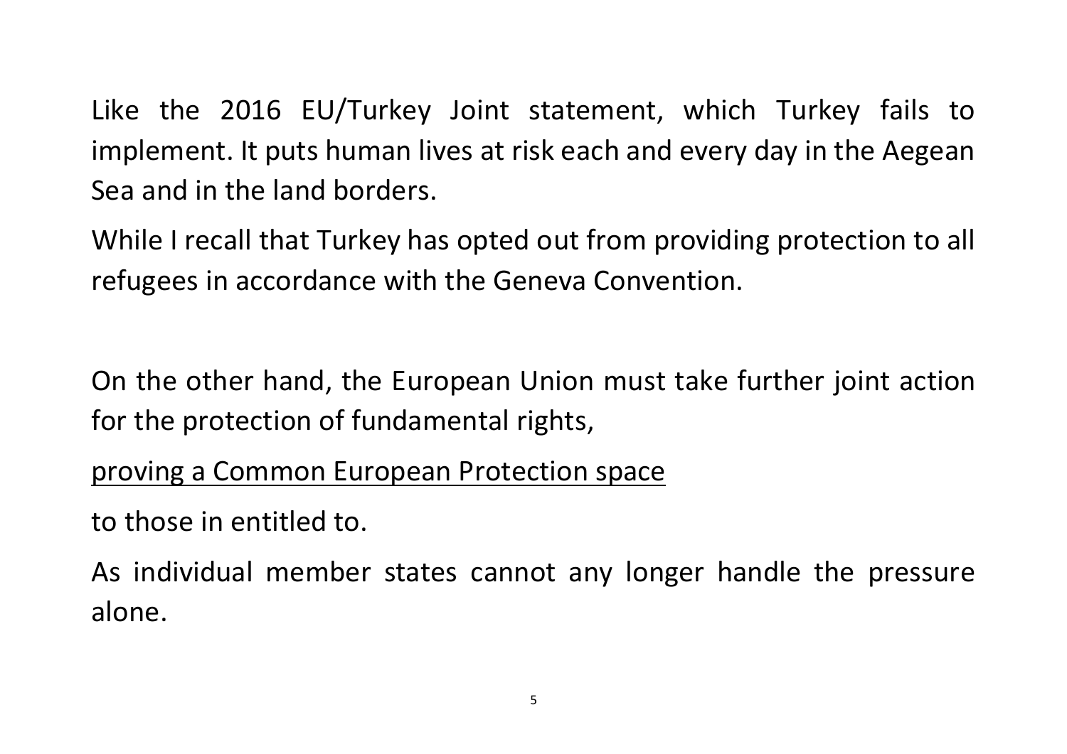Like the 2016 EU/Turkey Joint statement, which Turkey fails to implement. It puts human lives at risk each and every day in the Aegean Sea and in the land borders.

While I recall that Turkey has opted out from providing protection to all refugees in accordance with the Geneva Convention.

On the other hand, the European Union must take further joint action for the protection of fundamental rights,

<u>proving a Common European Protection space</u>

to those in entitled to.

As individual member states cannot any longer handle the pressure alone.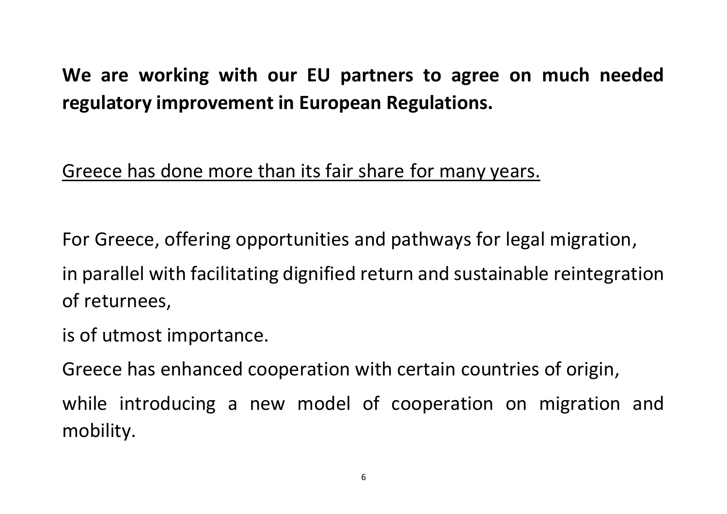**We are working with our EU partners to agree on much needed regulatory improvement in European Regulations.**

<u>Greece has done more than its fair share for many years.</u>

For Greece, offering opportunities and pathways for legal migration,

in parallel with facilitating dignified return and sustainable reintegration of returnees,

is of utmost importance.

Greece has enhanced cooperation with certain countries of origin,

while introducing a new model of cooperation on migration and mobility.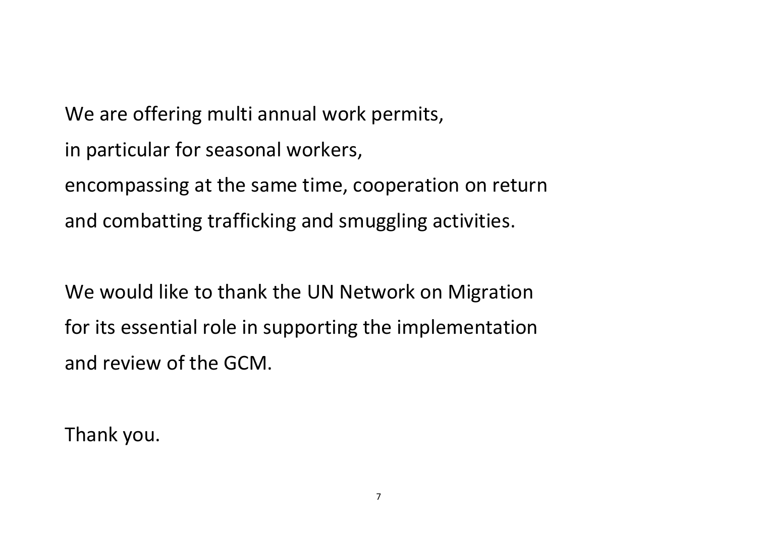We are offering multi annual work permits,
in particular for seasonal workers,
encompassing at the same time, cooperation on return
and combatting trafficking and smuggling activities.

We would like to thank the UN Network on Migration
for its essential role in supporting the implementation
and review of the GCM.

Thank you.